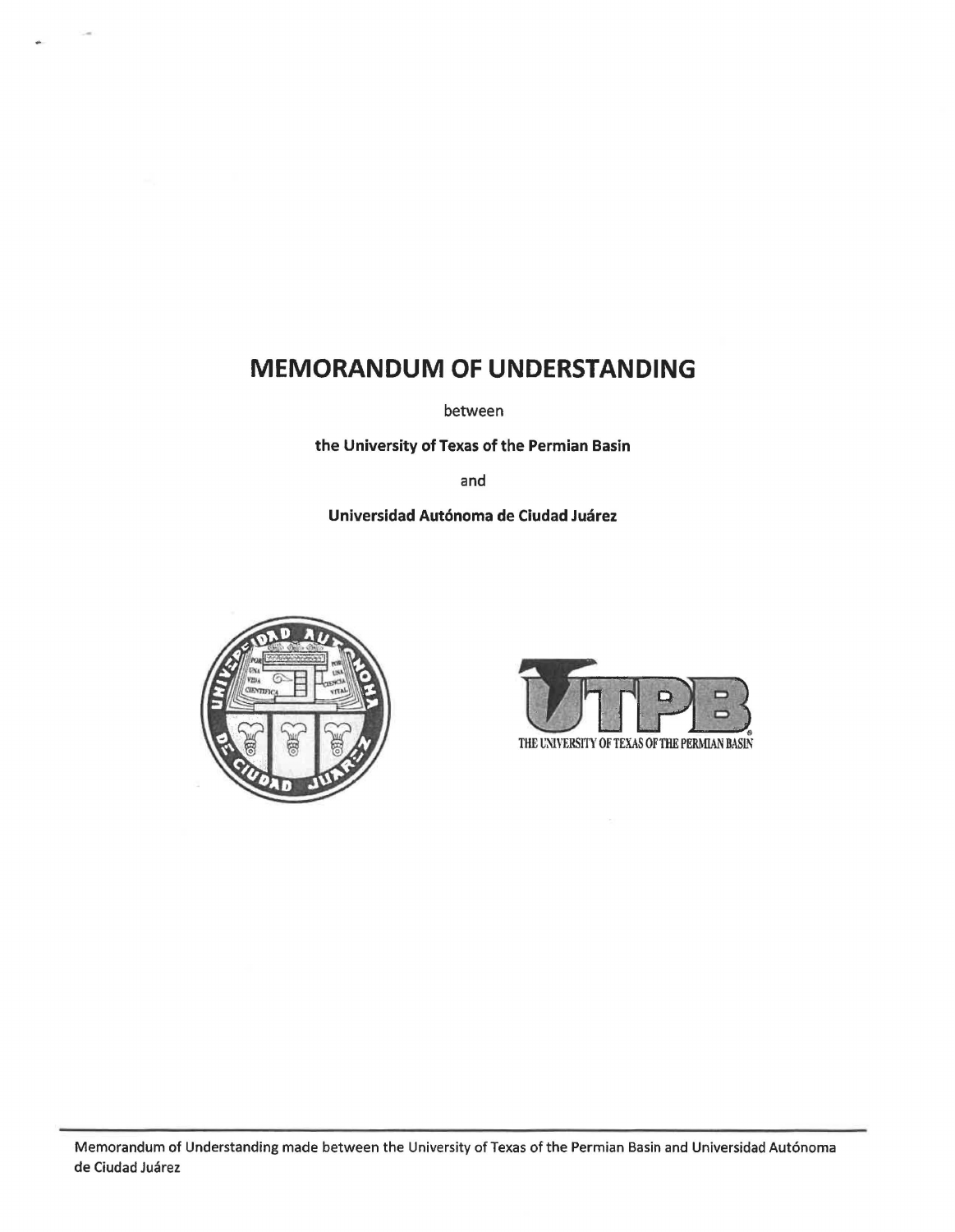# MEMORANDUM OF UNDERSTANDING

between

**the University of Texas of the Permian Basin**

and

**Universidad Autónoma de Ciudad Juárez**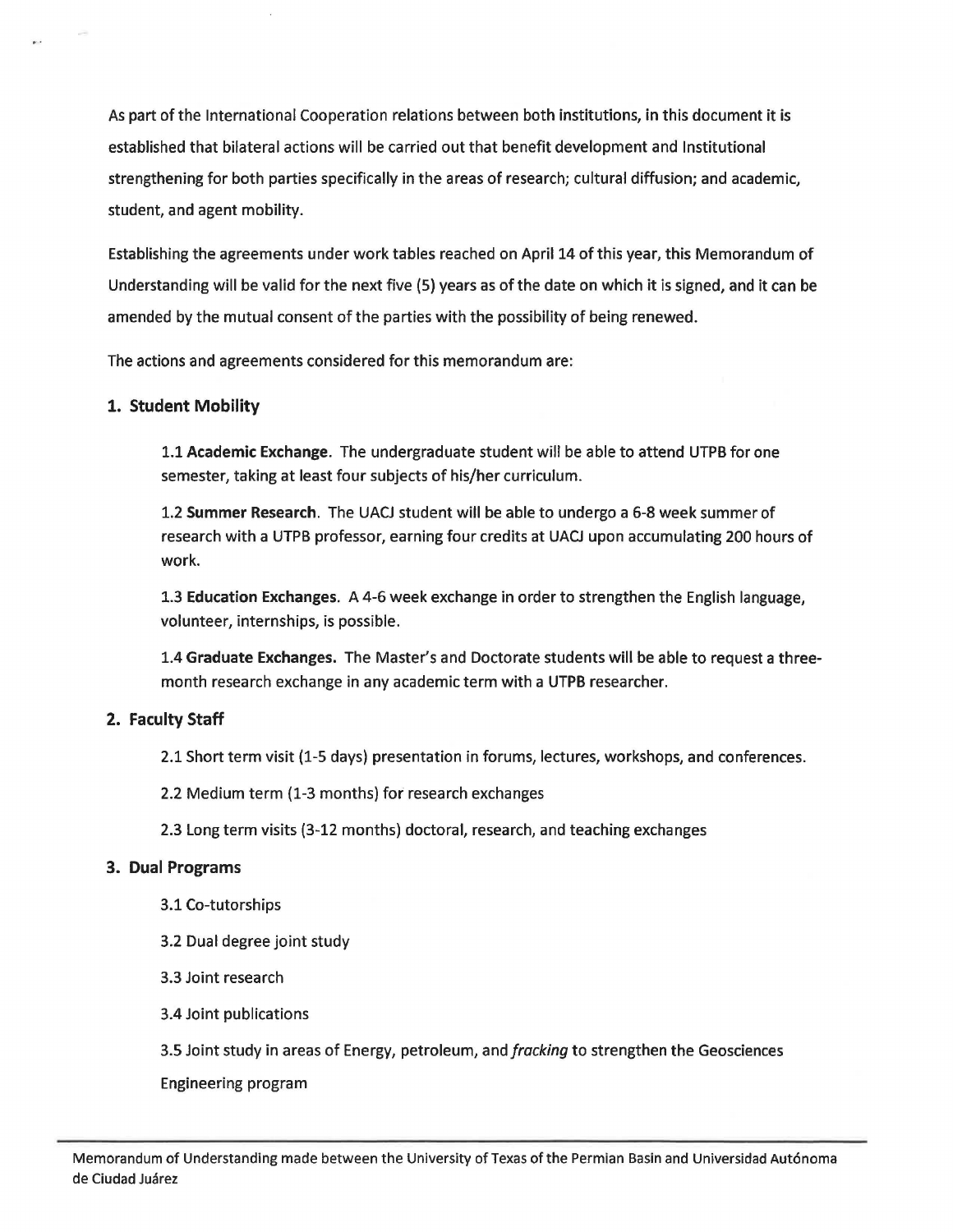As part of the International Cooperation relations between both institutions, in this document it is established that bilateral actions will be carried out that benefit development and Institutional strengthening for both parties specifically in the areas of research; cultural diffusion; and academic, student, and agent mobility.

Establishing the agreements under work tables reached on April 14 of this year, this Memorandum of Understanding will be valid for the next five (5) years as of the date on which it is signed, and it can be amended by the mutual consent of the parties with the possibility of being renewed.

The actions and agreements considered for this memorandum are:

## 1. Student Mobility

1.1 **Academic Exchange**. The undergraduate student will be able to attend UTPB for one semester, taking at least four subjects of his/her curriculum.

1.2 **Summer Research**. The UACJ student will be able to undergo a 6-8 week summer of research with a UTPB professor, earning four credits at UACJ upon accumulating 200 hours of work.

1.3 **Education Exchanges**. A 4-6 week exchange in order to strengthen the English language, volunteer, internships, is possible.

1.4 **Graduate Exchanges.** The Master's and Doctorate students will be able to request a three-month research exchange in any academic term with a UTPB researcher.

## 2. Faculty Staff

2.1 Short term visit (1-5 days) presentation in forums, lectures, workshops, and conferences.

2.2 Medium term (1-3 months) for research exchanges

2.3 Long term visits (3-12 months) doctoral, research, and teaching exchanges

## 3. Dual Programs

3.1 Co-tutorships

3.2 Dual degree joint study

3.3 Joint research

3.4 Joint publications

3.5 Joint study in areas of Energy, petroleum, and *fracking* to strengthen the Geosciences Engineering program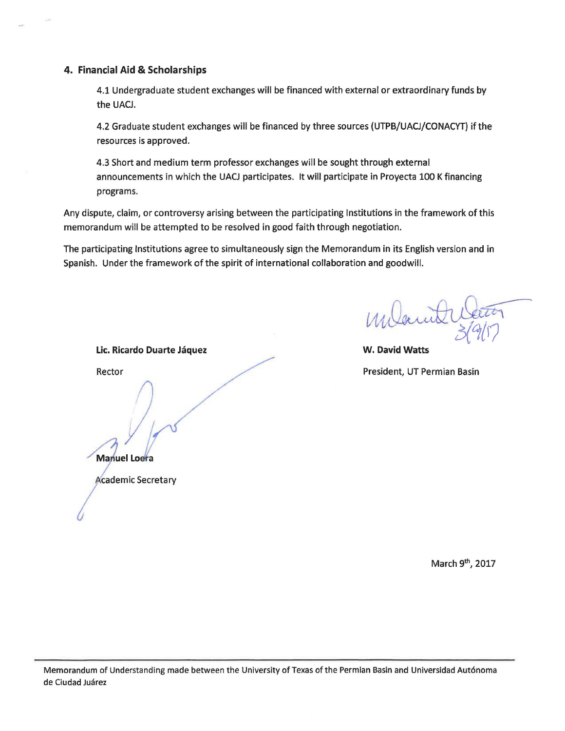## 4. Financial Aid & Scholarships

4.1 Undergraduate student exchanges will be financed with external or extraordinary funds by the UACJ.

4.2 Graduate student exchanges will be financed by three sources (UTPB/UACJ/CONACYT) if the resources is approved.

4.3 Short and medium term professor exchanges will be sought through external announcements in which the UACJ participates. It will participate in Proyecta 100 K financing programs.

Any dispute, claim, or controversy arising between the participating Institutions in the framework of this memorandum will be attempted to be resolved in good faith through negotiation.

The participating Institutions agree to simultaneously sign the Memorandum in its English version and in Spanish. Under the framework of the spirit of international collaboration and goodwill.

3/9/17

**Lic. Ricardo Duarte Jáquez**

Rector

**W. David Watts**

President, UT Permian Basin

**Manuel Loera**

Academic Secretary

March 9th, 2017

Memorandum of Understanding made between the University of Texas of the Permian Basin and Universidad Autónoma de Ciudad Juárez